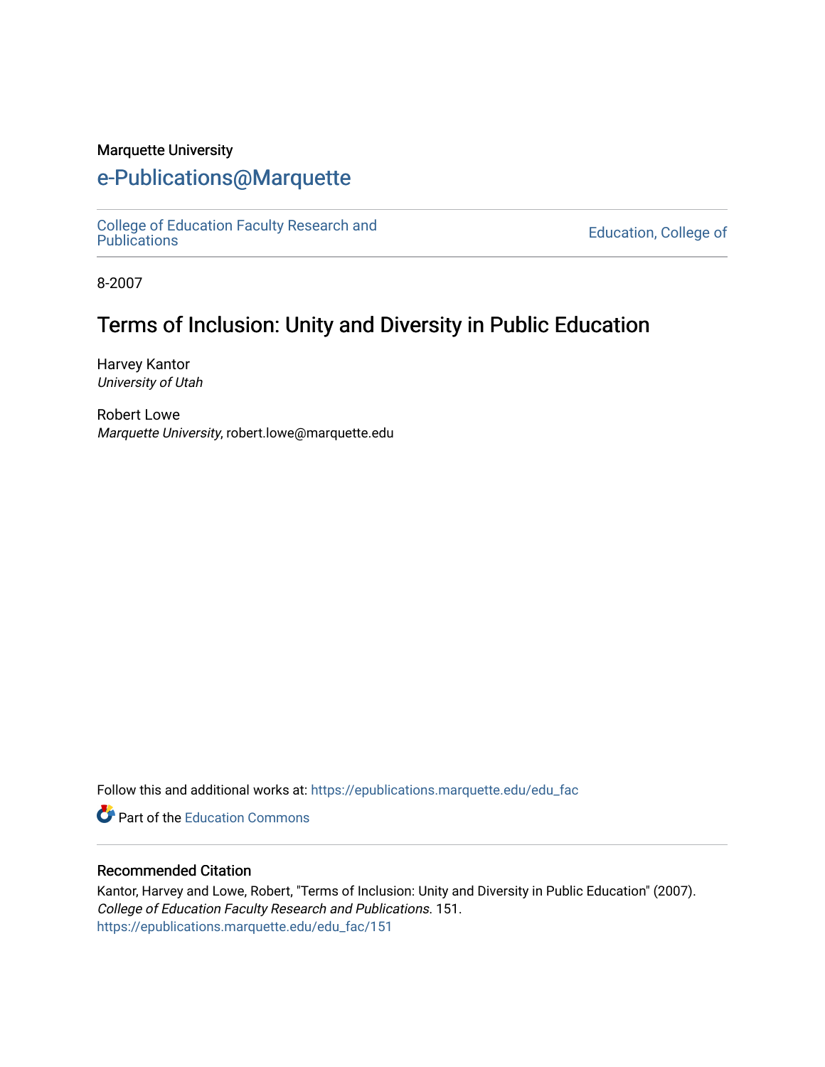Marquette University

# e-Publications@Marquette

College of Education Faculty Research and Publications | Education, College of

8-2007

## Terms of Inclusion: Unity and Diversity in Public Education

Harvey Kantor
*University of Utah*

Robert Lowe
*Marquette University*, robert.lowe@marquette.edu

Follow this and additional works at: https://epublications.marquette.edu/edu_fac

Part of the Education Commons

### Recommended Citation

Kantor, Harvey and Lowe, Robert, "Terms of Inclusion: Unity and Diversity in Public Education" (2007). *College of Education Faculty Research and Publications*. 151.
https://epublications.marquette.edu/edu_fac/151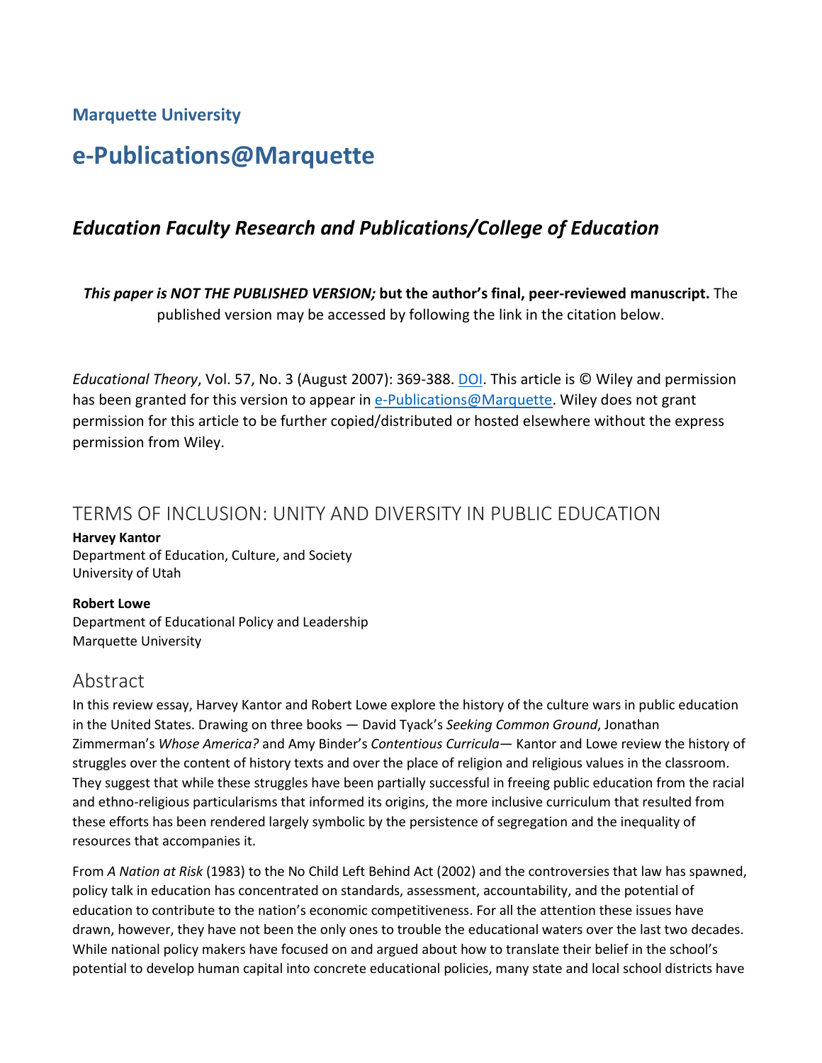**Marquette University**

# e-Publications@Marquette

## *Education Faculty Research and Publications/College of Education*

***This paper is NOT THE PUBLISHED VERSION;* but the author's final, peer-reviewed manuscript.** The published version may be accessed by following the link in the citation below.

*Educational Theory*, Vol. 57, No. 3 (August 2007): 369-388. DOI. This article is © Wiley and permission has been granted for this version to appear in e-Publications@Marquette. Wiley does not grant permission for this article to be further copied/distributed or hosted elsewhere without the express permission from Wiley.

## TERMS OF INCLUSION: UNITY AND DIVERSITY IN PUBLIC EDUCATION

**Harvey Kantor**
Department of Education, Culture, and Society
University of Utah

**Robert Lowe**
Department of Educational Policy and Leadership
Marquette University

## Abstract

In this review essay, Harvey Kantor and Robert Lowe explore the history of the culture wars in public education in the United States. Drawing on three books — David Tyack's *Seeking Common Ground*, Jonathan Zimmerman's *Whose America?* and Amy Binder's *Contentious Curricula*— Kantor and Lowe review the history of struggles over the content of history texts and over the place of religion and religious values in the classroom. They suggest that while these struggles have been partially successful in freeing public education from the racial and ethno-religious particularisms that informed its origins, the more inclusive curriculum that resulted from these efforts has been rendered largely symbolic by the persistence of segregation and the inequality of resources that accompanies it.

From *A Nation at Risk* (1983) to the No Child Left Behind Act (2002) and the controversies that law has spawned, policy talk in education has concentrated on standards, assessment, accountability, and the potential of education to contribute to the nation's economic competitiveness. For all the attention these issues have drawn, however, they have not been the only ones to trouble the educational waters over the last two decades. While national policy makers have focused on and argued about how to translate their belief in the school's potential to develop human capital into concrete educational policies, many state and local school districts have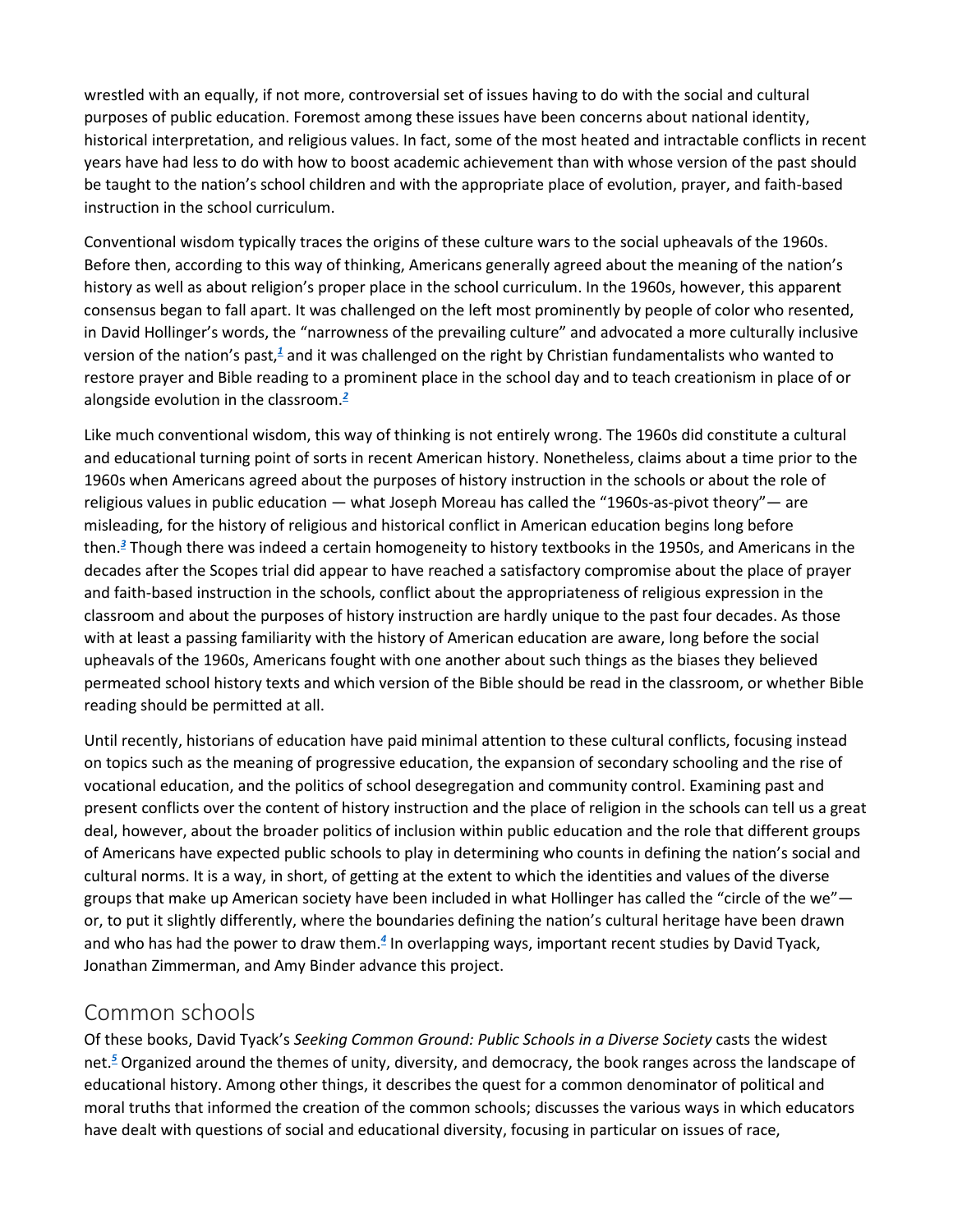wrestled with an equally, if not more, controversial set of issues having to do with the social and cultural purposes of public education. Foremost among these issues have been concerns about national identity, historical interpretation, and religious values. In fact, some of the most heated and intractable conflicts in recent years have had less to do with how to boost academic achievement than with whose version of the past should be taught to the nation's school children and with the appropriate place of evolution, prayer, and faith-based instruction in the school curriculum.

Conventional wisdom typically traces the origins of these culture wars to the social upheavals of the 1960s. Before then, according to this way of thinking, Americans generally agreed about the meaning of the nation's history as well as about religion's proper place in the school curriculum. In the 1960s, however, this apparent consensus began to fall apart. It was challenged on the left most prominently by people of color who resented, in David Hollinger's words, the "narrowness of the prevailing culture" and advocated a more culturally inclusive version of the nation's past,[1] and it was challenged on the right by Christian fundamentalists who wanted to restore prayer and Bible reading to a prominent place in the school day and to teach creationism in place of or alongside evolution in the classroom.[2]

Like much conventional wisdom, this way of thinking is not entirely wrong. The 1960s did constitute a cultural and educational turning point of sorts in recent American history. Nonetheless, claims about a time prior to the 1960s when Americans agreed about the purposes of history instruction in the schools or about the role of religious values in public education — what Joseph Moreau has called the "1960s-as-pivot theory"— are misleading, for the history of religious and historical conflict in American education begins long before then.[3] Though there was indeed a certain homogeneity to history textbooks in the 1950s, and Americans in the decades after the Scopes trial did appear to have reached a satisfactory compromise about the place of prayer and faith-based instruction in the schools, conflict about the appropriateness of religious expression in the classroom and about the purposes of history instruction are hardly unique to the past four decades. As those with at least a passing familiarity with the history of American education are aware, long before the social upheavals of the 1960s, Americans fought with one another about such things as the biases they believed permeated school history texts and which version of the Bible should be read in the classroom, or whether Bible reading should be permitted at all.

Until recently, historians of education have paid minimal attention to these cultural conflicts, focusing instead on topics such as the meaning of progressive education, the expansion of secondary schooling and the rise of vocational education, and the politics of school desegregation and community control. Examining past and present conflicts over the content of history instruction and the place of religion in the schools can tell us a great deal, however, about the broader politics of inclusion within public education and the role that different groups of Americans have expected public schools to play in determining who counts in defining the nation's social and cultural norms. It is a way, in short, of getting at the extent to which the identities and values of the diverse groups that make up American society have been included in what Hollinger has called the "circle of the we"— or, to put it slightly differently, where the boundaries defining the nation's cultural heritage have been drawn and who has had the power to draw them.[4] In overlapping ways, important recent studies by David Tyack, Jonathan Zimmerman, and Amy Binder advance this project.

## Common schools

Of these books, David Tyack's *Seeking Common Ground: Public Schools in a Diverse Society* casts the widest net.[5] Organized around the themes of unity, diversity, and democracy, the book ranges across the landscape of educational history. Among other things, it describes the quest for a common denominator of political and moral truths that informed the creation of the common schools; discusses the various ways in which educators have dealt with questions of social and educational diversity, focusing in particular on issues of race,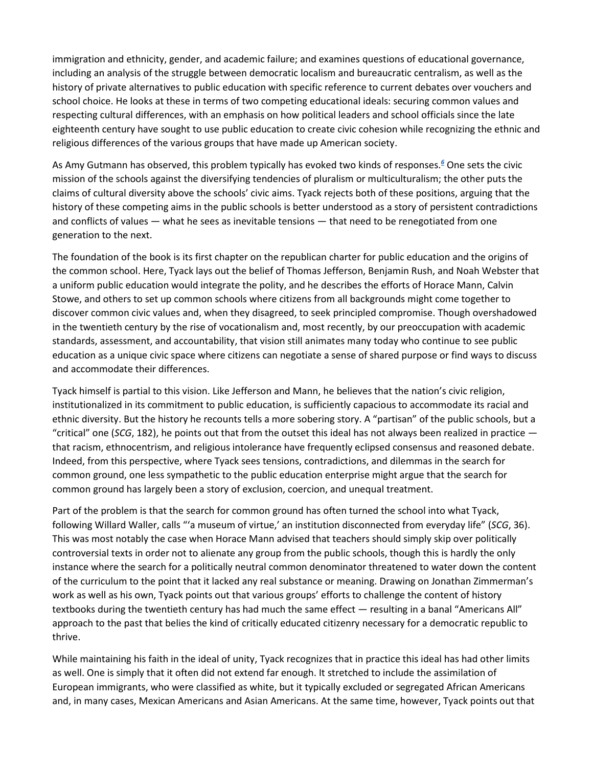immigration and ethnicity, gender, and academic failure; and examines questions of educational governance, including an analysis of the struggle between democratic localism and bureaucratic centralism, as well as the history of private alternatives to public education with specific reference to current debates over vouchers and school choice. He looks at these in terms of two competing educational ideals: securing common values and respecting cultural differences, with an emphasis on how political leaders and school officials since the late eighteenth century have sought to use public education to create civic cohesion while recognizing the ethnic and religious differences of the various groups that have made up American society.

As Amy Gutmann has observed, this problem typically has evoked two kinds of responses.[6] One sets the civic mission of the schools against the diversifying tendencies of pluralism or multiculturalism; the other puts the claims of cultural diversity above the schools' civic aims. Tyack rejects both of these positions, arguing that the history of these competing aims in the public schools is better understood as a story of persistent contradictions and conflicts of values — what he sees as inevitable tensions — that need to be renegotiated from one generation to the next.

The foundation of the book is its first chapter on the republican charter for public education and the origins of the common school. Here, Tyack lays out the belief of Thomas Jefferson, Benjamin Rush, and Noah Webster that a uniform public education would integrate the polity, and he describes the efforts of Horace Mann, Calvin Stowe, and others to set up common schools where citizens from all backgrounds might come together to discover common civic values and, when they disagreed, to seek principled compromise. Though overshadowed in the twentieth century by the rise of vocationalism and, most recently, by our preoccupation with academic standards, assessment, and accountability, that vision still animates many today who continue to see public education as a unique civic space where citizens can negotiate a sense of shared purpose or find ways to discuss and accommodate their differences.

Tyack himself is partial to this vision. Like Jefferson and Mann, he believes that the nation's civic religion, institutionalized in its commitment to public education, is sufficiently capacious to accommodate its racial and ethnic diversity. But the history he recounts tells a more sobering story. A "partisan" of the public schools, but a "critical" one (*SCG*, 182), he points out that from the outset this ideal has not always been realized in practice — that racism, ethnocentrism, and religious intolerance have frequently eclipsed consensus and reasoned debate. Indeed, from this perspective, where Tyack sees tensions, contradictions, and dilemmas in the search for common ground, one less sympathetic to the public education enterprise might argue that the search for common ground has largely been a story of exclusion, coercion, and unequal treatment.

Part of the problem is that the search for common ground has often turned the school into what Tyack, following Willard Waller, calls "'a museum of virtue,' an institution disconnected from everyday life" (*SCG*, 36). This was most notably the case when Horace Mann advised that teachers should simply skip over politically controversial texts in order not to alienate any group from the public schools, though this is hardly the only instance where the search for a politically neutral common denominator threatened to water down the content of the curriculum to the point that it lacked any real substance or meaning. Drawing on Jonathan Zimmerman's work as well as his own, Tyack points out that various groups' efforts to challenge the content of history textbooks during the twentieth century has had much the same effect — resulting in a banal "Americans All" approach to the past that belies the kind of critically educated citizenry necessary for a democratic republic to thrive.

While maintaining his faith in the ideal of unity, Tyack recognizes that in practice this ideal has had other limits as well. One is simply that it often did not extend far enough. It stretched to include the assimilation of European immigrants, who were classified as white, but it typically excluded or segregated African Americans and, in many cases, Mexican Americans and Asian Americans. At the same time, however, Tyack points out that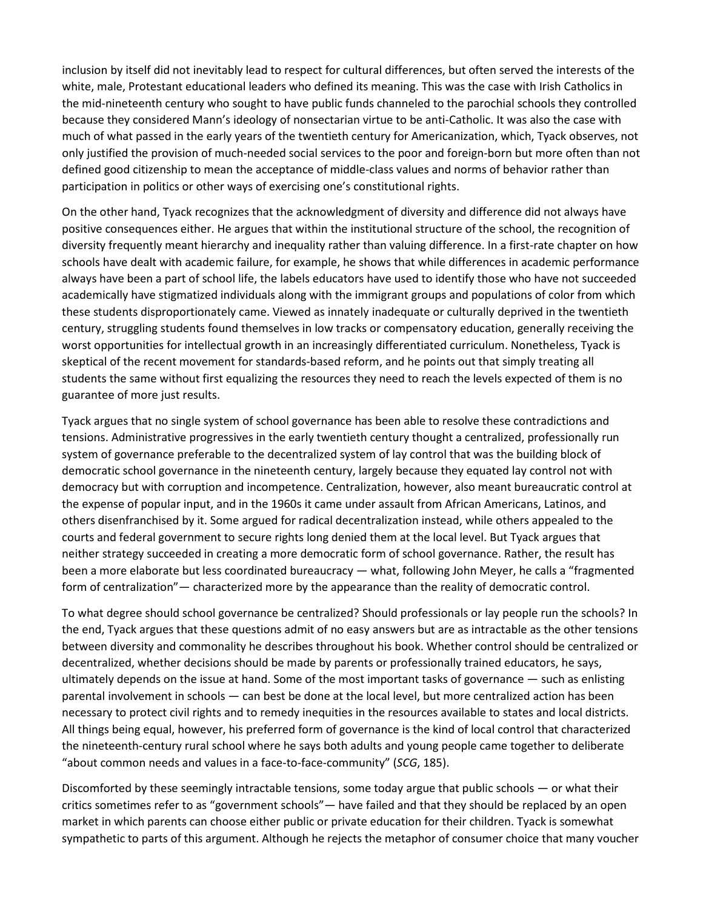inclusion by itself did not inevitably lead to respect for cultural differences, but often served the interests of the white, male, Protestant educational leaders who defined its meaning. This was the case with Irish Catholics in the mid-nineteenth century who sought to have public funds channeled to the parochial schools they controlled because they considered Mann's ideology of nonsectarian virtue to be anti-Catholic. It was also the case with much of what passed in the early years of the twentieth century for Americanization, which, Tyack observes, not only justified the provision of much-needed social services to the poor and foreign-born but more often than not defined good citizenship to mean the acceptance of middle-class values and norms of behavior rather than participation in politics or other ways of exercising one's constitutional rights.

On the other hand, Tyack recognizes that the acknowledgment of diversity and difference did not always have positive consequences either. He argues that within the institutional structure of the school, the recognition of diversity frequently meant hierarchy and inequality rather than valuing difference. In a first-rate chapter on how schools have dealt with academic failure, for example, he shows that while differences in academic performance always have been a part of school life, the labels educators have used to identify those who have not succeeded academically have stigmatized individuals along with the immigrant groups and populations of color from which these students disproportionately came. Viewed as innately inadequate or culturally deprived in the twentieth century, struggling students found themselves in low tracks or compensatory education, generally receiving the worst opportunities for intellectual growth in an increasingly differentiated curriculum. Nonetheless, Tyack is skeptical of the recent movement for standards-based reform, and he points out that simply treating all students the same without first equalizing the resources they need to reach the levels expected of them is no guarantee of more just results.

Tyack argues that no single system of school governance has been able to resolve these contradictions and tensions. Administrative progressives in the early twentieth century thought a centralized, professionally run system of governance preferable to the decentralized system of lay control that was the building block of democratic school governance in the nineteenth century, largely because they equated lay control not with democracy but with corruption and incompetence. Centralization, however, also meant bureaucratic control at the expense of popular input, and in the 1960s it came under assault from African Americans, Latinos, and others disenfranchised by it. Some argued for radical decentralization instead, while others appealed to the courts and federal government to secure rights long denied them at the local level. But Tyack argues that neither strategy succeeded in creating a more democratic form of school governance. Rather, the result has been a more elaborate but less coordinated bureaucracy — what, following John Meyer, he calls a "fragmented form of centralization"— characterized more by the appearance than the reality of democratic control.

To what degree should school governance be centralized? Should professionals or lay people run the schools? In the end, Tyack argues that these questions admit of no easy answers but are as intractable as the other tensions between diversity and commonality he describes throughout his book. Whether control should be centralized or decentralized, whether decisions should be made by parents or professionally trained educators, he says, ultimately depends on the issue at hand. Some of the most important tasks of governance — such as enlisting parental involvement in schools — can best be done at the local level, but more centralized action has been necessary to protect civil rights and to remedy inequities in the resources available to states and local districts. All things being equal, however, his preferred form of governance is the kind of local control that characterized the nineteenth-century rural school where he says both adults and young people came together to deliberate "about common needs and values in a face-to-face-community" (*SCG*, 185).

Discomforted by these seemingly intractable tensions, some today argue that public schools — or what their critics sometimes refer to as "government schools"— have failed and that they should be replaced by an open market in which parents can choose either public or private education for their children. Tyack is somewhat sympathetic to parts of this argument. Although he rejects the metaphor of consumer choice that many voucher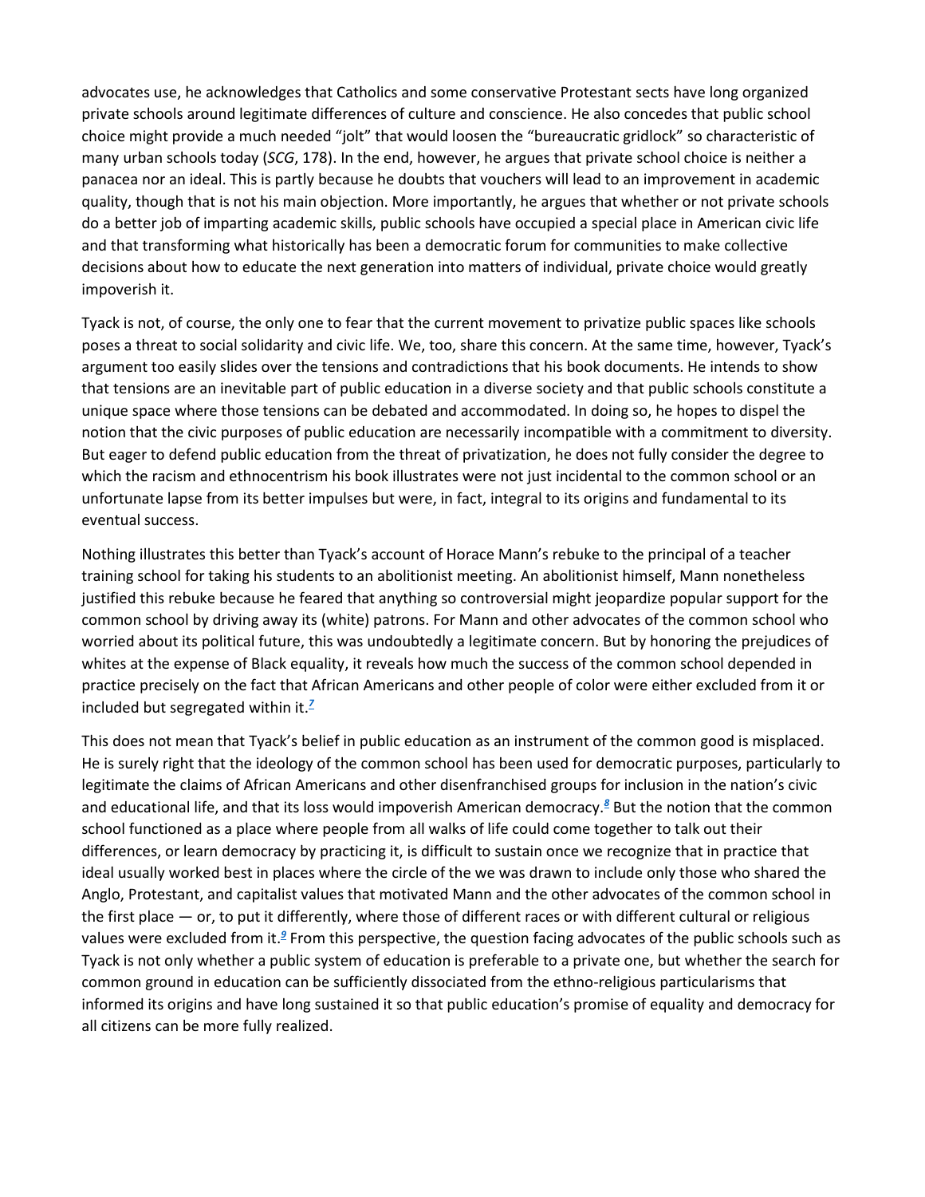advocates use, he acknowledges that Catholics and some conservative Protestant sects have long organized private schools around legitimate differences of culture and conscience. He also concedes that public school choice might provide a much needed "jolt" that would loosen the "bureaucratic gridlock" so characteristic of many urban schools today (*SCG*, 178). In the end, however, he argues that private school choice is neither a panacea nor an ideal. This is partly because he doubts that vouchers will lead to an improvement in academic quality, though that is not his main objection. More importantly, he argues that whether or not private schools do a better job of imparting academic skills, public schools have occupied a special place in American civic life and that transforming what historically has been a democratic forum for communities to make collective decisions about how to educate the next generation into matters of individual, private choice would greatly impoverish it.

Tyack is not, of course, the only one to fear that the current movement to privatize public spaces like schools poses a threat to social solidarity and civic life. We, too, share this concern. At the same time, however, Tyack's argument too easily slides over the tensions and contradictions that his book documents. He intends to show that tensions are an inevitable part of public education in a diverse society and that public schools constitute a unique space where those tensions can be debated and accommodated. In doing so, he hopes to dispel the notion that the civic purposes of public education are necessarily incompatible with a commitment to diversity. But eager to defend public education from the threat of privatization, he does not fully consider the degree to which the racism and ethnocentrism his book illustrates were not just incidental to the common school or an unfortunate lapse from its better impulses but were, in fact, integral to its origins and fundamental to its eventual success.

Nothing illustrates this better than Tyack's account of Horace Mann's rebuke to the principal of a teacher training school for taking his students to an abolitionist meeting. An abolitionist himself, Mann nonetheless justified this rebuke because he feared that anything so controversial might jeopardize popular support for the common school by driving away its (white) patrons. For Mann and other advocates of the common school who worried about its political future, this was undoubtedly a legitimate concern. But by honoring the prejudices of whites at the expense of Black equality, it reveals how much the success of the common school depended in practice precisely on the fact that African Americans and other people of color were either excluded from it or included but segregated within it.[7]

This does not mean that Tyack's belief in public education as an instrument of the common good is misplaced. He is surely right that the ideology of the common school has been used for democratic purposes, particularly to legitimate the claims of African Americans and other disenfranchised groups for inclusion in the nation's civic and educational life, and that its loss would impoverish American democracy.[8] But the notion that the common school functioned as a place where people from all walks of life could come together to talk out their differences, or learn democracy by practicing it, is difficult to sustain once we recognize that in practice that ideal usually worked best in places where the circle of the we was drawn to include only those who shared the Anglo, Protestant, and capitalist values that motivated Mann and the other advocates of the common school in the first place — or, to put it differently, where those of different races or with different cultural or religious values were excluded from it.[9] From this perspective, the question facing advocates of the public schools such as Tyack is not only whether a public system of education is preferable to a private one, but whether the search for common ground in education can be sufficiently dissociated from the ethno-religious particularisms that informed its origins and have long sustained it so that public education's promise of equality and democracy for all citizens can be more fully realized.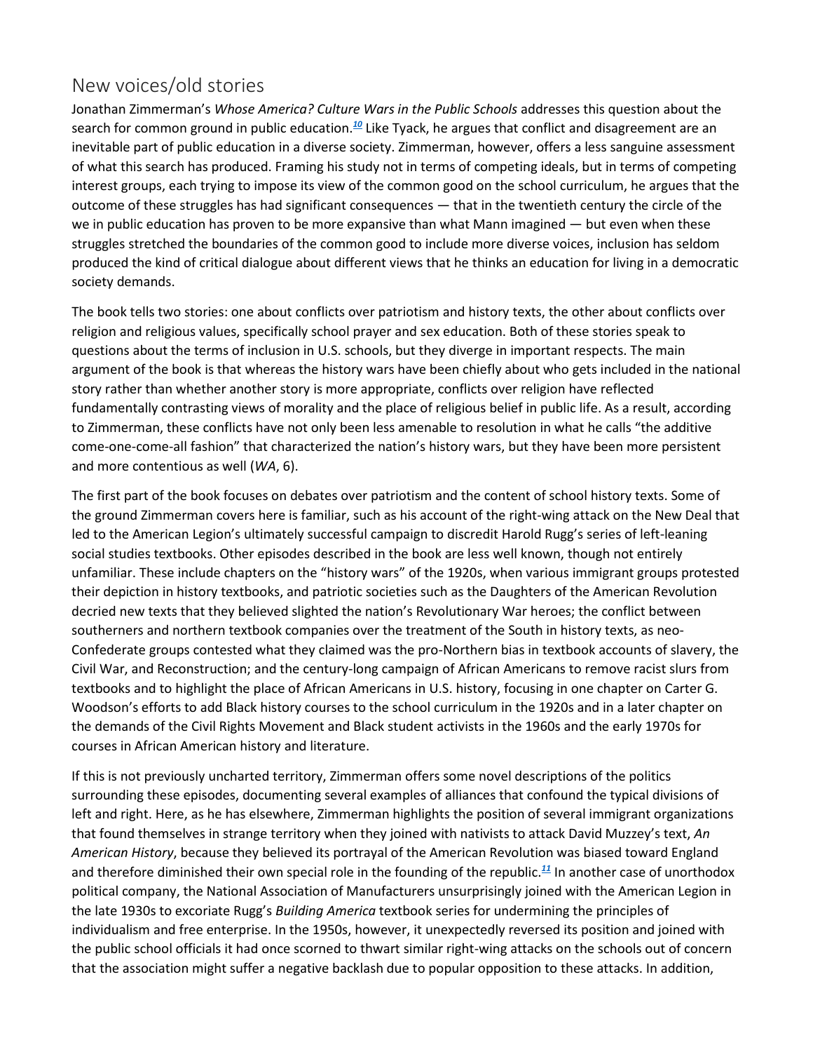## New voices/old stories

Jonathan Zimmerman's *Whose America? Culture Wars in the Public Schools* addresses this question about the search for common ground in public education.[10] Like Tyack, he argues that conflict and disagreement are an inevitable part of public education in a diverse society. Zimmerman, however, offers a less sanguine assessment of what this search has produced. Framing his study not in terms of competing ideals, but in terms of competing interest groups, each trying to impose its view of the common good on the school curriculum, he argues that the outcome of these struggles has had significant consequences — that in the twentieth century the circle of the we in public education has proven to be more expansive than what Mann imagined — but even when these struggles stretched the boundaries of the common good to include more diverse voices, inclusion has seldom produced the kind of critical dialogue about different views that he thinks an education for living in a democratic society demands.

The book tells two stories: one about conflicts over patriotism and history texts, the other about conflicts over religion and religious values, specifically school prayer and sex education. Both of these stories speak to questions about the terms of inclusion in U.S. schools, but they diverge in important respects. The main argument of the book is that whereas the history wars have been chiefly about who gets included in the national story rather than whether another story is more appropriate, conflicts over religion have reflected fundamentally contrasting views of morality and the place of religious belief in public life. As a result, according to Zimmerman, these conflicts have not only been less amenable to resolution in what he calls "the additive come-one-come-all fashion" that characterized the nation's history wars, but they have been more persistent and more contentious as well (*WA*, 6).

The first part of the book focuses on debates over patriotism and the content of school history texts. Some of the ground Zimmerman covers here is familiar, such as his account of the right-wing attack on the New Deal that led to the American Legion's ultimately successful campaign to discredit Harold Rugg's series of left-leaning social studies textbooks. Other episodes described in the book are less well known, though not entirely unfamiliar. These include chapters on the "history wars" of the 1920s, when various immigrant groups protested their depiction in history textbooks, and patriotic societies such as the Daughters of the American Revolution decried new texts that they believed slighted the nation's Revolutionary War heroes; the conflict between southerners and northern textbook companies over the treatment of the South in history texts, as neo-Confederate groups contested what they claimed was the pro-Northern bias in textbook accounts of slavery, the Civil War, and Reconstruction; and the century-long campaign of African Americans to remove racist slurs from textbooks and to highlight the place of African Americans in U.S. history, focusing in one chapter on Carter G. Woodson's efforts to add Black history courses to the school curriculum in the 1920s and in a later chapter on the demands of the Civil Rights Movement and Black student activists in the 1960s and the early 1970s for courses in African American history and literature.

If this is not previously uncharted territory, Zimmerman offers some novel descriptions of the politics surrounding these episodes, documenting several examples of alliances that confound the typical divisions of left and right. Here, as he has elsewhere, Zimmerman highlights the position of several immigrant organizations that found themselves in strange territory when they joined with nativists to attack David Muzzey's text, *An American History*, because they believed its portrayal of the American Revolution was biased toward England and therefore diminished their own special role in the founding of the republic.[11] In another case of unorthodox political company, the National Association of Manufacturers unsurprisingly joined with the American Legion in the late 1930s to excoriate Rugg's *Building America* textbook series for undermining the principles of individualism and free enterprise. In the 1950s, however, it unexpectedly reversed its position and joined with the public school officials it had once scorned to thwart similar right-wing attacks on the schools out of concern that the association might suffer a negative backlash due to popular opposition to these attacks. In addition,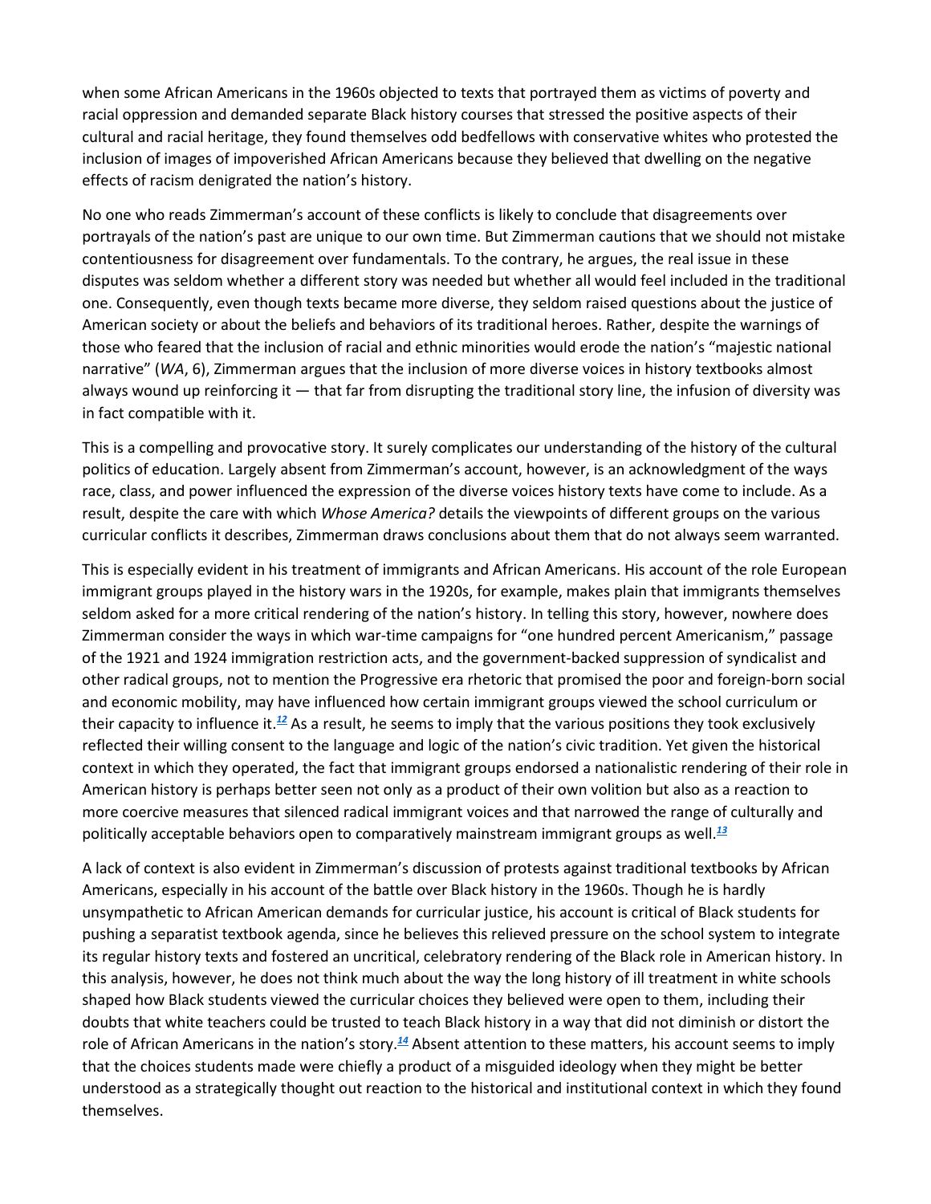when some African Americans in the 1960s objected to texts that portrayed them as victims of poverty and racial oppression and demanded separate Black history courses that stressed the positive aspects of their cultural and racial heritage, they found themselves odd bedfellows with conservative whites who protested the inclusion of images of impoverished African Americans because they believed that dwelling on the negative effects of racism denigrated the nation's history.

No one who reads Zimmerman's account of these conflicts is likely to conclude that disagreements over portrayals of the nation's past are unique to our own time. But Zimmerman cautions that we should not mistake contentiousness for disagreement over fundamentals. To the contrary, he argues, the real issue in these disputes was seldom whether a different story was needed but whether all would feel included in the traditional one. Consequently, even though texts became more diverse, they seldom raised questions about the justice of American society or about the beliefs and behaviors of its traditional heroes. Rather, despite the warnings of those who feared that the inclusion of racial and ethnic minorities would erode the nation's "majestic national narrative" (*WA*, 6), Zimmerman argues that the inclusion of more diverse voices in history textbooks almost always wound up reinforcing it — that far from disrupting the traditional story line, the infusion of diversity was in fact compatible with it.

This is a compelling and provocative story. It surely complicates our understanding of the history of the cultural politics of education. Largely absent from Zimmerman's account, however, is an acknowledgment of the ways race, class, and power influenced the expression of the diverse voices history texts have come to include. As a result, despite the care with which *Whose America?* details the viewpoints of different groups on the various curricular conflicts it describes, Zimmerman draws conclusions about them that do not always seem warranted.

This is especially evident in his treatment of immigrants and African Americans. His account of the role European immigrant groups played in the history wars in the 1920s, for example, makes plain that immigrants themselves seldom asked for a more critical rendering of the nation's history. In telling this story, however, nowhere does Zimmerman consider the ways in which war-time campaigns for "one hundred percent Americanism," passage of the 1921 and 1924 immigration restriction acts, and the government-backed suppression of syndicalist and other radical groups, not to mention the Progressive era rhetoric that promised the poor and foreign-born social and economic mobility, may have influenced how certain immigrant groups viewed the school curriculum or their capacity to influence it.[12] As a result, he seems to imply that the various positions they took exclusively reflected their willing consent to the language and logic of the nation's civic tradition. Yet given the historical context in which they operated, the fact that immigrant groups endorsed a nationalistic rendering of their role in American history is perhaps better seen not only as a product of their own volition but also as a reaction to more coercive measures that silenced radical immigrant voices and that narrowed the range of culturally and politically acceptable behaviors open to comparatively mainstream immigrant groups as well.[13]

A lack of context is also evident in Zimmerman's discussion of protests against traditional textbooks by African Americans, especially in his account of the battle over Black history in the 1960s. Though he is hardly unsympathetic to African American demands for curricular justice, his account is critical of Black students for pushing a separatist textbook agenda, since he believes this relieved pressure on the school system to integrate its regular history texts and fostered an uncritical, celebratory rendering of the Black role in American history. In this analysis, however, he does not think much about the way the long history of ill treatment in white schools shaped how Black students viewed the curricular choices they believed were open to them, including their doubts that white teachers could be trusted to teach Black history in a way that did not diminish or distort the role of African Americans in the nation's story.[14] Absent attention to these matters, his account seems to imply that the choices students made were chiefly a product of a misguided ideology when they might be better understood as a strategically thought out reaction to the historical and institutional context in which they found themselves.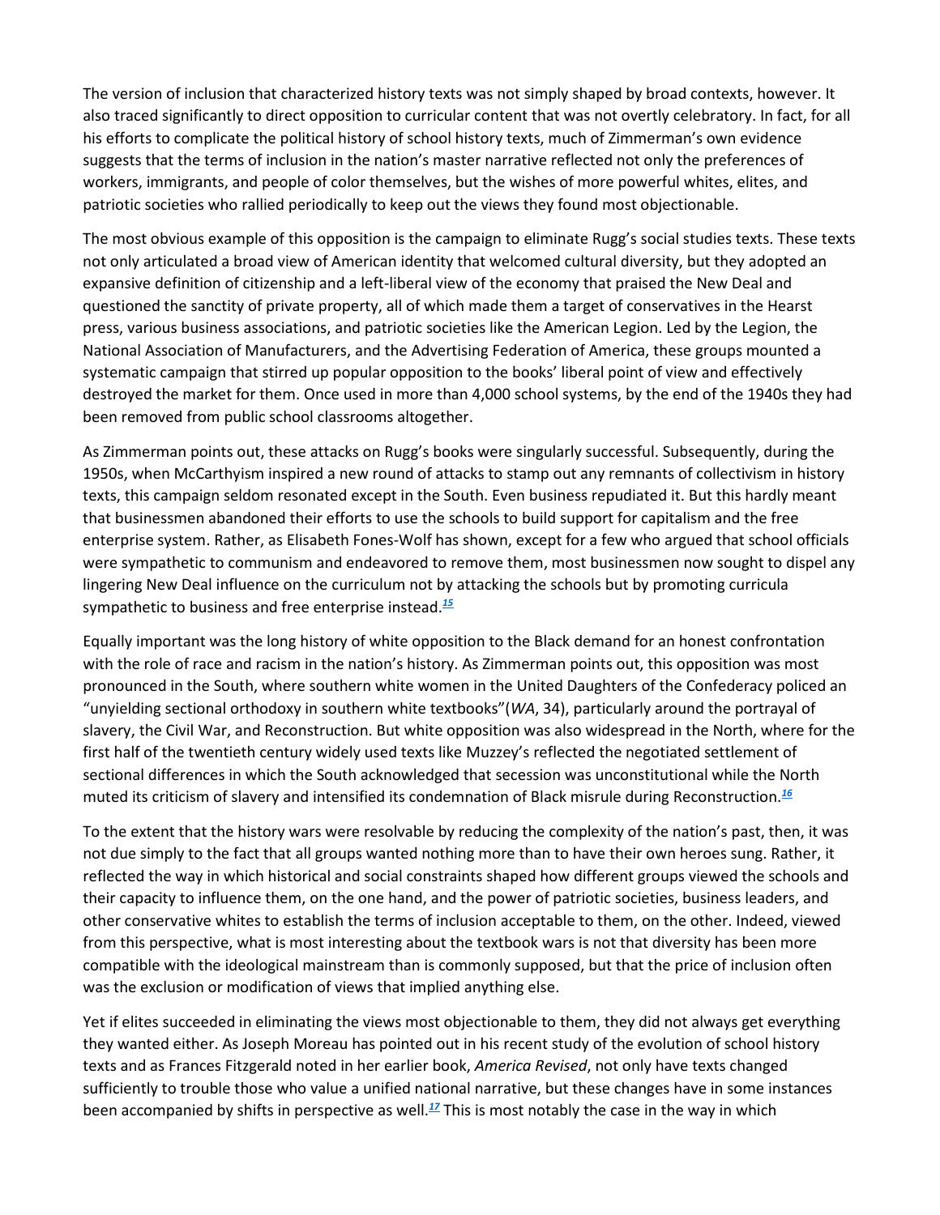The version of inclusion that characterized history texts was not simply shaped by broad contexts, however. It also traced significantly to direct opposition to curricular content that was not overtly celebratory. In fact, for all his efforts to complicate the political history of school history texts, much of Zimmerman's own evidence suggests that the terms of inclusion in the nation's master narrative reflected not only the preferences of workers, immigrants, and people of color themselves, but the wishes of more powerful whites, elites, and patriotic societies who rallied periodically to keep out the views they found most objectionable.

The most obvious example of this opposition is the campaign to eliminate Rugg's social studies texts. These texts not only articulated a broad view of American identity that welcomed cultural diversity, but they adopted an expansive definition of citizenship and a left-liberal view of the economy that praised the New Deal and questioned the sanctity of private property, all of which made them a target of conservatives in the Hearst press, various business associations, and patriotic societies like the American Legion. Led by the Legion, the National Association of Manufacturers, and the Advertising Federation of America, these groups mounted a systematic campaign that stirred up popular opposition to the books' liberal point of view and effectively destroyed the market for them. Once used in more than 4,000 school systems, by the end of the 1940s they had been removed from public school classrooms altogether.

As Zimmerman points out, these attacks on Rugg's books were singularly successful. Subsequently, during the 1950s, when McCarthyism inspired a new round of attacks to stamp out any remnants of collectivism in history texts, this campaign seldom resonated except in the South. Even business repudiated it. But this hardly meant that businessmen abandoned their efforts to use the schools to build support for capitalism and the free enterprise system. Rather, as Elisabeth Fones-Wolf has shown, except for a few who argued that school officials were sympathetic to communism and endeavored to remove them, most businessmen now sought to dispel any lingering New Deal influence on the curriculum not by attacking the schools but by promoting curricula sympathetic to business and free enterprise instead.[15]

Equally important was the long history of white opposition to the Black demand for an honest confrontation with the role of race and racism in the nation's history. As Zimmerman points out, this opposition was most pronounced in the South, where southern white women in the United Daughters of the Confederacy policed an "unyielding sectional orthodoxy in southern white textbooks"(*WA*, 34), particularly around the portrayal of slavery, the Civil War, and Reconstruction. But white opposition was also widespread in the North, where for the first half of the twentieth century widely used texts like Muzzey's reflected the negotiated settlement of sectional differences in which the South acknowledged that secession was unconstitutional while the North muted its criticism of slavery and intensified its condemnation of Black misrule during Reconstruction.[16]

To the extent that the history wars were resolvable by reducing the complexity of the nation's past, then, it was not due simply to the fact that all groups wanted nothing more than to have their own heroes sung. Rather, it reflected the way in which historical and social constraints shaped how different groups viewed the schools and their capacity to influence them, on the one hand, and the power of patriotic societies, business leaders, and other conservative whites to establish the terms of inclusion acceptable to them, on the other. Indeed, viewed from this perspective, what is most interesting about the textbook wars is not that diversity has been more compatible with the ideological mainstream than is commonly supposed, but that the price of inclusion often was the exclusion or modification of views that implied anything else.

Yet if elites succeeded in eliminating the views most objectionable to them, they did not always get everything they wanted either. As Joseph Moreau has pointed out in his recent study of the evolution of school history texts and as Frances Fitzgerald noted in her earlier book, *America Revised*, not only have texts changed sufficiently to trouble those who value a unified national narrative, but these changes have in some instances been accompanied by shifts in perspective as well.[17] This is most notably the case in the way in which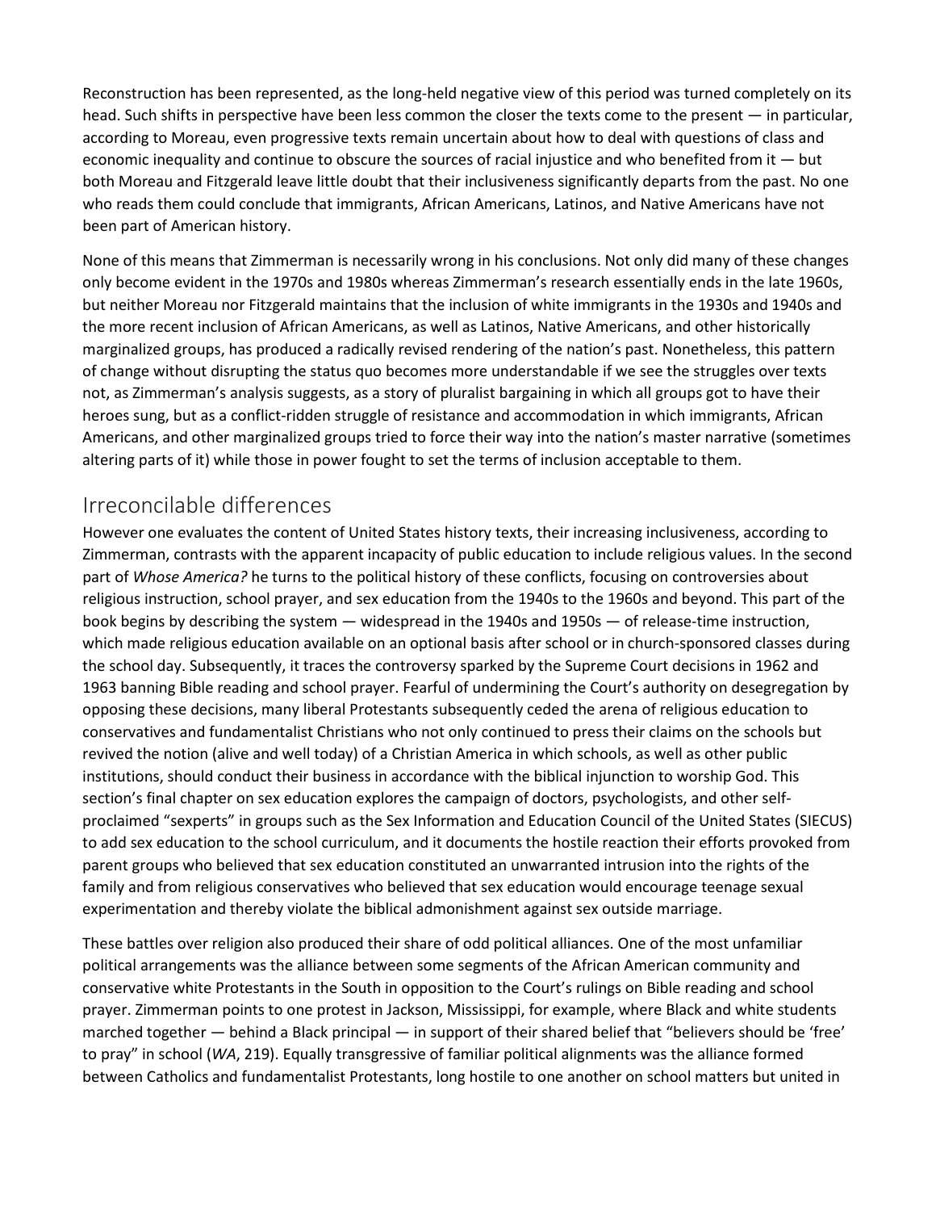Reconstruction has been represented, as the long-held negative view of this period was turned completely on its head. Such shifts in perspective have been less common the closer the texts come to the present — in particular, according to Moreau, even progressive texts remain uncertain about how to deal with questions of class and economic inequality and continue to obscure the sources of racial injustice and who benefited from it — but both Moreau and Fitzgerald leave little doubt that their inclusiveness significantly departs from the past. No one who reads them could conclude that immigrants, African Americans, Latinos, and Native Americans have not been part of American history.

None of this means that Zimmerman is necessarily wrong in his conclusions. Not only did many of these changes only become evident in the 1970s and 1980s whereas Zimmerman's research essentially ends in the late 1960s, but neither Moreau nor Fitzgerald maintains that the inclusion of white immigrants in the 1930s and 1940s and the more recent inclusion of African Americans, as well as Latinos, Native Americans, and other historically marginalized groups, has produced a radically revised rendering of the nation's past. Nonetheless, this pattern of change without disrupting the status quo becomes more understandable if we see the struggles over texts not, as Zimmerman's analysis suggests, as a story of pluralist bargaining in which all groups got to have their heroes sung, but as a conflict-ridden struggle of resistance and accommodation in which immigrants, African Americans, and other marginalized groups tried to force their way into the nation's master narrative (sometimes altering parts of it) while those in power fought to set the terms of inclusion acceptable to them.

## Irreconcilable differences

However one evaluates the content of United States history texts, their increasing inclusiveness, according to Zimmerman, contrasts with the apparent incapacity of public education to include religious values. In the second part of *Whose America?* he turns to the political history of these conflicts, focusing on controversies about religious instruction, school prayer, and sex education from the 1940s to the 1960s and beyond. This part of the book begins by describing the system — widespread in the 1940s and 1950s — of release-time instruction, which made religious education available on an optional basis after school or in church-sponsored classes during the school day. Subsequently, it traces the controversy sparked by the Supreme Court decisions in 1962 and 1963 banning Bible reading and school prayer. Fearful of undermining the Court's authority on desegregation by opposing these decisions, many liberal Protestants subsequently ceded the arena of religious education to conservatives and fundamentalist Christians who not only continued to press their claims on the schools but revived the notion (alive and well today) of a Christian America in which schools, as well as other public institutions, should conduct their business in accordance with the biblical injunction to worship God. This section's final chapter on sex education explores the campaign of doctors, psychologists, and other self-proclaimed "sexperts" in groups such as the Sex Information and Education Council of the United States (SIECUS) to add sex education to the school curriculum, and it documents the hostile reaction their efforts provoked from parent groups who believed that sex education constituted an unwarranted intrusion into the rights of the family and from religious conservatives who believed that sex education would encourage teenage sexual experimentation and thereby violate the biblical admonishment against sex outside marriage.

These battles over religion also produced their share of odd political alliances. One of the most unfamiliar political arrangements was the alliance between some segments of the African American community and conservative white Protestants in the South in opposition to the Court's rulings on Bible reading and school prayer. Zimmerman points to one protest in Jackson, Mississippi, for example, where Black and white students marched together — behind a Black principal — in support of their shared belief that "believers should be 'free' to pray" in school (*WA*, 219). Equally transgressive of familiar political alignments was the alliance formed between Catholics and fundamentalist Protestants, long hostile to one another on school matters but united in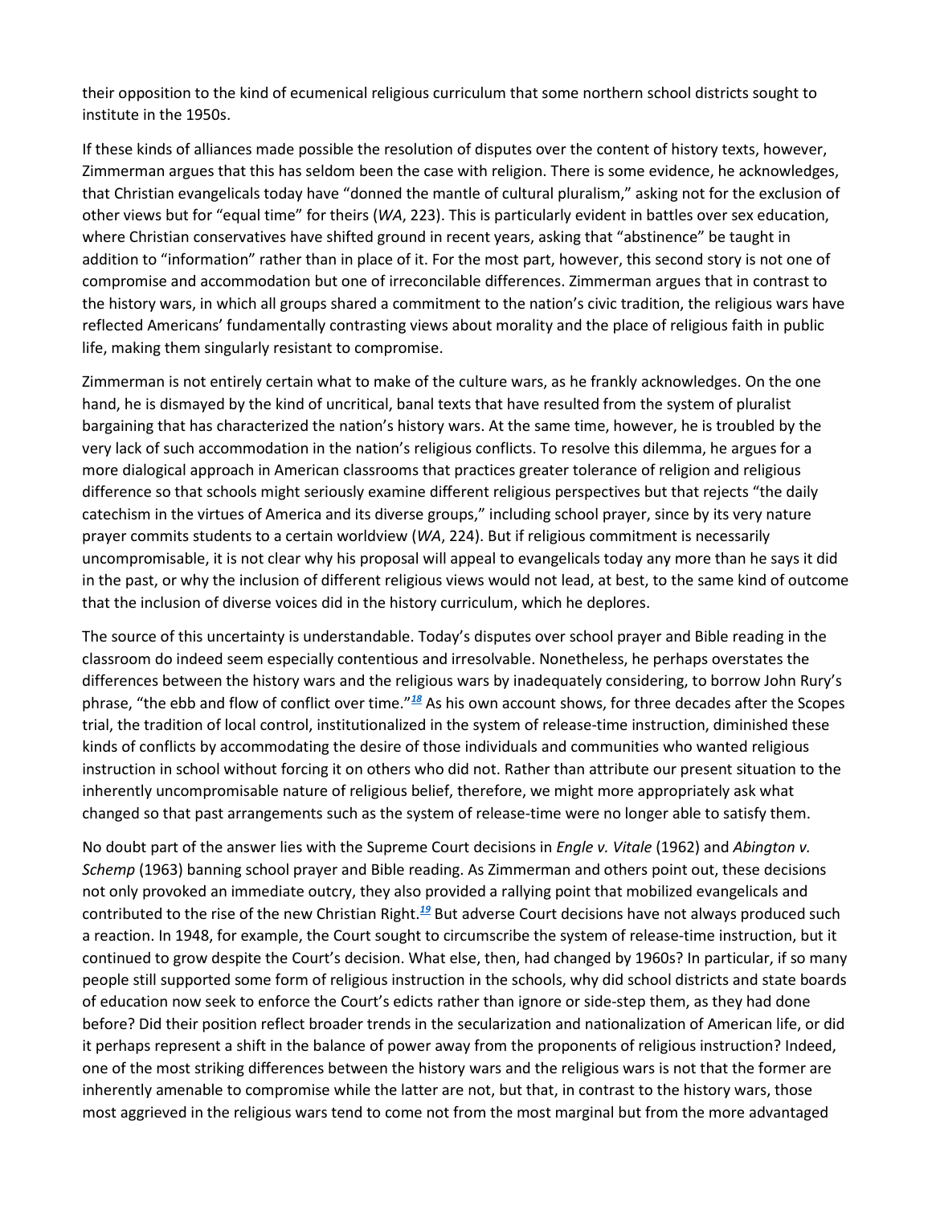their opposition to the kind of ecumenical religious curriculum that some northern school districts sought to institute in the 1950s.

If these kinds of alliances made possible the resolution of disputes over the content of history texts, however, Zimmerman argues that this has seldom been the case with religion. There is some evidence, he acknowledges, that Christian evangelicals today have "donned the mantle of cultural pluralism," asking not for the exclusion of other views but for "equal time" for theirs (*WA*, 223). This is particularly evident in battles over sex education, where Christian conservatives have shifted ground in recent years, asking that "abstinence" be taught in addition to "information" rather than in place of it. For the most part, however, this second story is not one of compromise and accommodation but one of irreconcilable differences. Zimmerman argues that in contrast to the history wars, in which all groups shared a commitment to the nation's civic tradition, the religious wars have reflected Americans' fundamentally contrasting views about morality and the place of religious faith in public life, making them singularly resistant to compromise.

Zimmerman is not entirely certain what to make of the culture wars, as he frankly acknowledges. On the one hand, he is dismayed by the kind of uncritical, banal texts that have resulted from the system of pluralist bargaining that has characterized the nation's history wars. At the same time, however, he is troubled by the very lack of such accommodation in the nation's religious conflicts. To resolve this dilemma, he argues for a more dialogical approach in American classrooms that practices greater tolerance of religion and religious difference so that schools might seriously examine different religious perspectives but that rejects "the daily catechism in the virtues of America and its diverse groups," including school prayer, since by its very nature prayer commits students to a certain worldview (*WA*, 224). But if religious commitment is necessarily uncompromisable, it is not clear why his proposal will appeal to evangelicals today any more than he says it did in the past, or why the inclusion of different religious views would not lead, at best, to the same kind of outcome that the inclusion of diverse voices did in the history curriculum, which he deplores.

The source of this uncertainty is understandable. Today's disputes over school prayer and Bible reading in the classroom do indeed seem especially contentious and irresolvable. Nonetheless, he perhaps overstates the differences between the history wars and the religious wars by inadequately considering, to borrow John Rury's phrase, "the ebb and flow of conflict over time."[18] As his own account shows, for three decades after the Scopes trial, the tradition of local control, institutionalized in the system of release-time instruction, diminished these kinds of conflicts by accommodating the desire of those individuals and communities who wanted religious instruction in school without forcing it on others who did not. Rather than attribute our present situation to the inherently uncompromisable nature of religious belief, therefore, we might more appropriately ask what changed so that past arrangements such as the system of release-time were no longer able to satisfy them.

No doubt part of the answer lies with the Supreme Court decisions in *Engle v. Vitale* (1962) and *Abington v. Schemp* (1963) banning school prayer and Bible reading. As Zimmerman and others point out, these decisions not only provoked an immediate outcry, they also provided a rallying point that mobilized evangelicals and contributed to the rise of the new Christian Right.[19] But adverse Court decisions have not always produced such a reaction. In 1948, for example, the Court sought to circumscribe the system of release-time instruction, but it continued to grow despite the Court's decision. What else, then, had changed by 1960s? In particular, if so many people still supported some form of religious instruction in the schools, why did school districts and state boards of education now seek to enforce the Court's edicts rather than ignore or side-step them, as they had done before? Did their position reflect broader trends in the secularization and nationalization of American life, or did it perhaps represent a shift in the balance of power away from the proponents of religious instruction? Indeed, one of the most striking differences between the history wars and the religious wars is not that the former are inherently amenable to compromise while the latter are not, but that, in contrast to the history wars, those most aggrieved in the religious wars tend to come not from the most marginal but from the more advantaged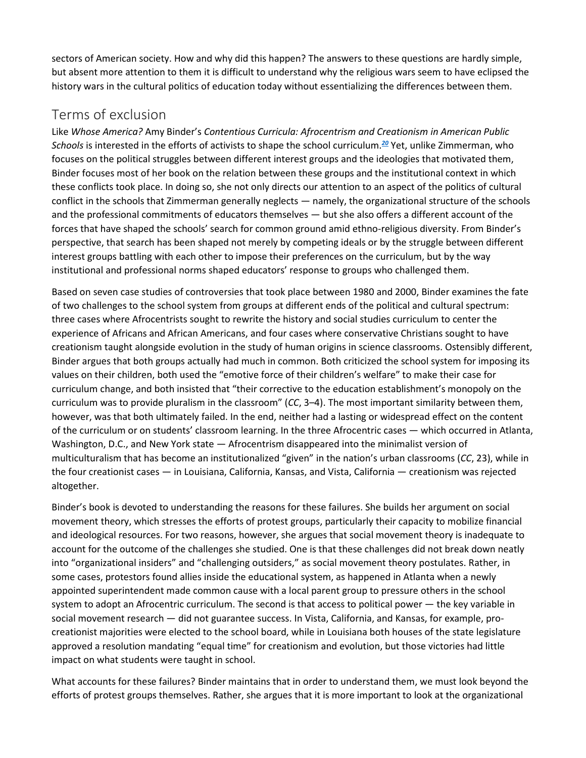sectors of American society. How and why did this happen? The answers to these questions are hardly simple, but absent more attention to them it is difficult to understand why the religious wars seem to have eclipsed the history wars in the cultural politics of education today without essentializing the differences between them.

## Terms of exclusion

Like *Whose America?* Amy Binder's *Contentious Curricula: Afrocentrism and Creationism in American Public Schools* is interested in the efforts of activists to shape the school curriculum.[20] Yet, unlike Zimmerman, who focuses on the political struggles between different interest groups and the ideologies that motivated them, Binder focuses most of her book on the relation between these groups and the institutional context in which these conflicts took place. In doing so, she not only directs our attention to an aspect of the politics of cultural conflict in the schools that Zimmerman generally neglects — namely, the organizational structure of the schools and the professional commitments of educators themselves — but she also offers a different account of the forces that have shaped the schools' search for common ground amid ethno-religious diversity. From Binder's perspective, that search has been shaped not merely by competing ideals or by the struggle between different interest groups battling with each other to impose their preferences on the curriculum, but by the way institutional and professional norms shaped educators' response to groups who challenged them.

Based on seven case studies of controversies that took place between 1980 and 2000, Binder examines the fate of two challenges to the school system from groups at different ends of the political and cultural spectrum: three cases where Afrocentrists sought to rewrite the history and social studies curriculum to center the experience of Africans and African Americans, and four cases where conservative Christians sought to have creationism taught alongside evolution in the study of human origins in science classrooms. Ostensibly different, Binder argues that both groups actually had much in common. Both criticized the school system for imposing its values on their children, both used the "emotive force of their children's welfare" to make their case for curriculum change, and both insisted that "their corrective to the education establishment's monopoly on the curriculum was to provide pluralism in the classroom" (*CC*, 3–4). The most important similarity between them, however, was that both ultimately failed. In the end, neither had a lasting or widespread effect on the content of the curriculum or on students' classroom learning. In the three Afrocentric cases — which occurred in Atlanta, Washington, D.C., and New York state — Afrocentrism disappeared into the minimalist version of multiculturalism that has become an institutionalized "given" in the nation's urban classrooms (*CC*, 23), while in the four creationist cases — in Louisiana, California, Kansas, and Vista, California — creationism was rejected altogether.

Binder's book is devoted to understanding the reasons for these failures. She builds her argument on social movement theory, which stresses the efforts of protest groups, particularly their capacity to mobilize financial and ideological resources. For two reasons, however, she argues that social movement theory is inadequate to account for the outcome of the challenges she studied. One is that these challenges did not break down neatly into "organizational insiders" and "challenging outsiders," as social movement theory postulates. Rather, in some cases, protestors found allies inside the educational system, as happened in Atlanta when a newly appointed superintendent made common cause with a local parent group to pressure others in the school system to adopt an Afrocentric curriculum. The second is that access to political power — the key variable in social movement research — did not guarantee success. In Vista, California, and Kansas, for example, pro-creationist majorities were elected to the school board, while in Louisiana both houses of the state legislature approved a resolution mandating "equal time" for creationism and evolution, but those victories had little impact on what students were taught in school.

What accounts for these failures? Binder maintains that in order to understand them, we must look beyond the efforts of protest groups themselves. Rather, she argues that it is more important to look at the organizational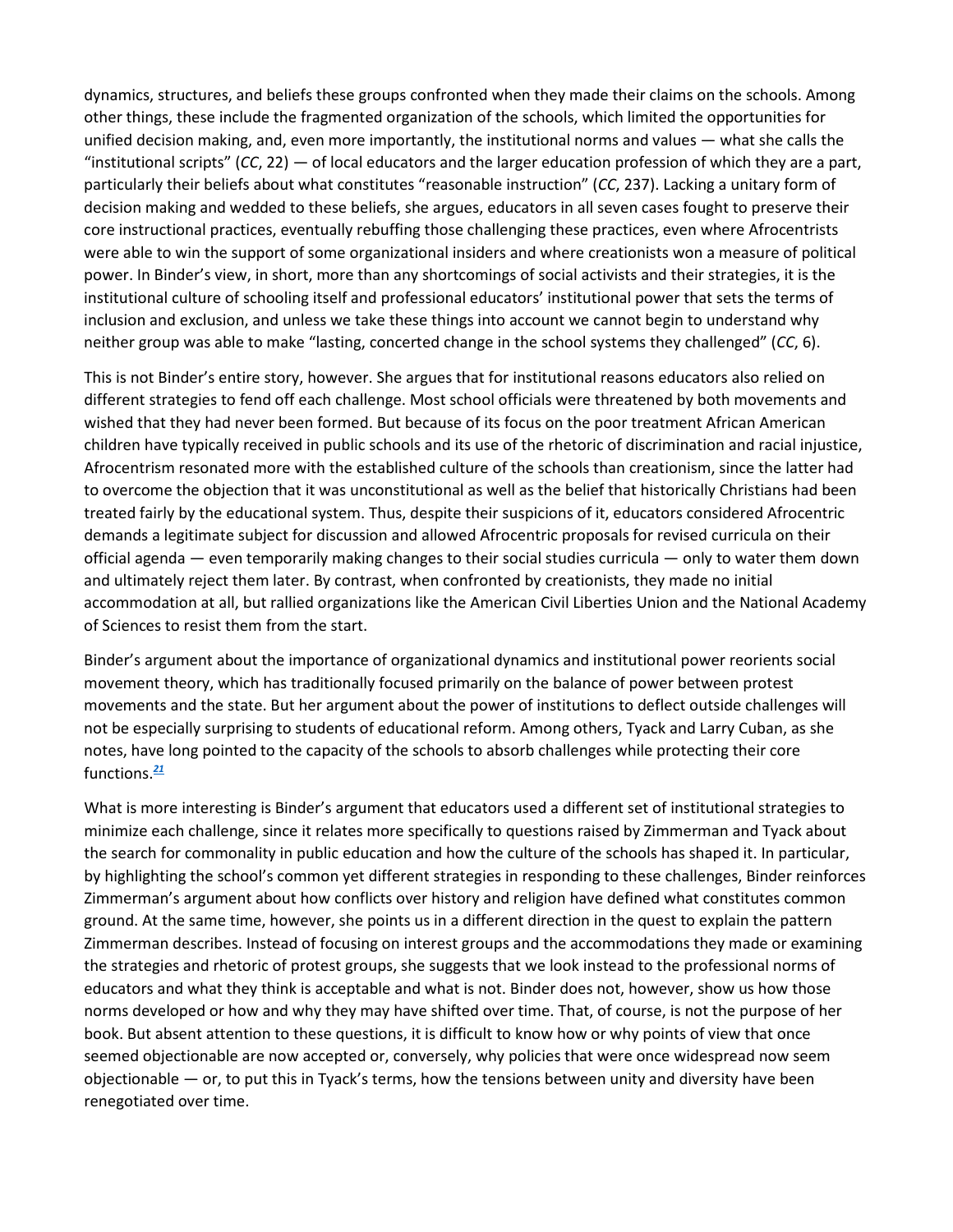dynamics, structures, and beliefs these groups confronted when they made their claims on the schools. Among other things, these include the fragmented organization of the schools, which limited the opportunities for unified decision making, and, even more importantly, the institutional norms and values — what she calls the "institutional scripts" (*CC*, 22) — of local educators and the larger education profession of which they are a part, particularly their beliefs about what constitutes "reasonable instruction" (*CC*, 237). Lacking a unitary form of decision making and wedded to these beliefs, she argues, educators in all seven cases fought to preserve their core instructional practices, eventually rebuffing those challenging these practices, even where Afrocentrists were able to win the support of some organizational insiders and where creationists won a measure of political power. In Binder's view, in short, more than any shortcomings of social activists and their strategies, it is the institutional culture of schooling itself and professional educators' institutional power that sets the terms of inclusion and exclusion, and unless we take these things into account we cannot begin to understand why neither group was able to make "lasting, concerted change in the school systems they challenged" (*CC*, 6).

This is not Binder's entire story, however. She argues that for institutional reasons educators also relied on different strategies to fend off each challenge. Most school officials were threatened by both movements and wished that they had never been formed. But because of its focus on the poor treatment African American children have typically received in public schools and its use of the rhetoric of discrimination and racial injustice, Afrocentrism resonated more with the established culture of the schools than creationism, since the latter had to overcome the objection that it was unconstitutional as well as the belief that historically Christians had been treated fairly by the educational system. Thus, despite their suspicions of it, educators considered Afrocentric demands a legitimate subject for discussion and allowed Afrocentric proposals for revised curricula on their official agenda — even temporarily making changes to their social studies curricula — only to water them down and ultimately reject them later. By contrast, when confronted by creationists, they made no initial accommodation at all, but rallied organizations like the American Civil Liberties Union and the National Academy of Sciences to resist them from the start.

Binder's argument about the importance of organizational dynamics and institutional power reorients social movement theory, which has traditionally focused primarily on the balance of power between protest movements and the state. But her argument about the power of institutions to deflect outside challenges will not be especially surprising to students of educational reform. Among others, Tyack and Larry Cuban, as she notes, have long pointed to the capacity of the schools to absorb challenges while protecting their core functions.[21]

What is more interesting is Binder's argument that educators used a different set of institutional strategies to minimize each challenge, since it relates more specifically to questions raised by Zimmerman and Tyack about the search for commonality in public education and how the culture of the schools has shaped it. In particular, by highlighting the school's common yet different strategies in responding to these challenges, Binder reinforces Zimmerman's argument about how conflicts over history and religion have defined what constitutes common ground. At the same time, however, she points us in a different direction in the quest to explain the pattern Zimmerman describes. Instead of focusing on interest groups and the accommodations they made or examining the strategies and rhetoric of protest groups, she suggests that we look instead to the professional norms of educators and what they think is acceptable and what is not. Binder does not, however, show us how those norms developed or how and why they may have shifted over time. That, of course, is not the purpose of her book. But absent attention to these questions, it is difficult to know how or why points of view that once seemed objectionable are now accepted or, conversely, why policies that were once widespread now seem objectionable — or, to put this in Tyack's terms, how the tensions between unity and diversity have been renegotiated over time.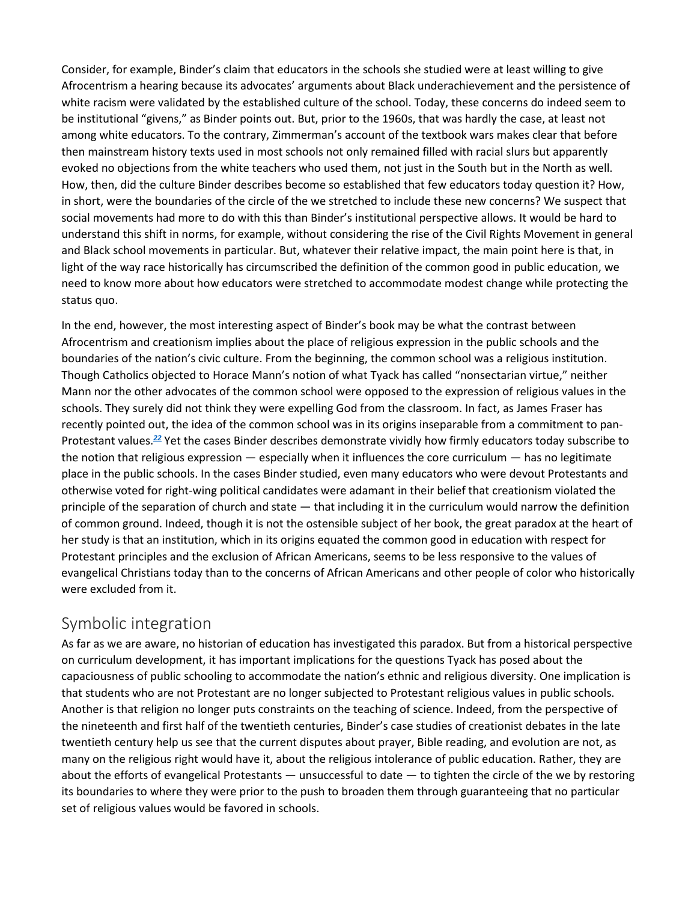Consider, for example, Binder's claim that educators in the schools she studied were at least willing to give Afrocentrism a hearing because its advocates' arguments about Black underachievement and the persistence of white racism were validated by the established culture of the school. Today, these concerns do indeed seem to be institutional "givens," as Binder points out. But, prior to the 1960s, that was hardly the case, at least not among white educators. To the contrary, Zimmerman's account of the textbook wars makes clear that before then mainstream history texts used in most schools not only remained filled with racial slurs but apparently evoked no objections from the white teachers who used them, not just in the South but in the North as well. How, then, did the culture Binder describes become so established that few educators today question it? How, in short, were the boundaries of the circle of the we stretched to include these new concerns? We suspect that social movements had more to do with this than Binder's institutional perspective allows. It would be hard to understand this shift in norms, for example, without considering the rise of the Civil Rights Movement in general and Black school movements in particular. But, whatever their relative impact, the main point here is that, in light of the way race historically has circumscribed the definition of the common good in public education, we need to know more about how educators were stretched to accommodate modest change while protecting the status quo.

In the end, however, the most interesting aspect of Binder's book may be what the contrast between Afrocentrism and creationism implies about the place of religious expression in the public schools and the boundaries of the nation's civic culture. From the beginning, the common school was a religious institution. Though Catholics objected to Horace Mann's notion of what Tyack has called "nonsectarian virtue," neither Mann nor the other advocates of the common school were opposed to the expression of religious values in the schools. They surely did not think they were expelling God from the classroom. In fact, as James Fraser has recently pointed out, the idea of the common school was in its origins inseparable from a commitment to pan-Protestant values.[22] Yet the cases Binder describes demonstrate vividly how firmly educators today subscribe to the notion that religious expression — especially when it influences the core curriculum — has no legitimate place in the public schools. In the cases Binder studied, even many educators who were devout Protestants and otherwise voted for right-wing political candidates were adamant in their belief that creationism violated the principle of the separation of church and state — that including it in the curriculum would narrow the definition of common ground. Indeed, though it is not the ostensible subject of her book, the great paradox at the heart of her study is that an institution, which in its origins equated the common good in education with respect for Protestant principles and the exclusion of African Americans, seems to be less responsive to the values of evangelical Christians today than to the concerns of African Americans and other people of color who historically were excluded from it.

## Symbolic integration

As far as we are aware, no historian of education has investigated this paradox. But from a historical perspective on curriculum development, it has important implications for the questions Tyack has posed about the capaciousness of public schooling to accommodate the nation's ethnic and religious diversity. One implication is that students who are not Protestant are no longer subjected to Protestant religious values in public schools. Another is that religion no longer puts constraints on the teaching of science. Indeed, from the perspective of the nineteenth and first half of the twentieth centuries, Binder's case studies of creationist debates in the late twentieth century help us see that the current disputes about prayer, Bible reading, and evolution are not, as many on the religious right would have it, about the religious intolerance of public education. Rather, they are about the efforts of evangelical Protestants — unsuccessful to date — to tighten the circle of the we by restoring its boundaries to where they were prior to the push to broaden them through guaranteeing that no particular set of religious values would be favored in schools.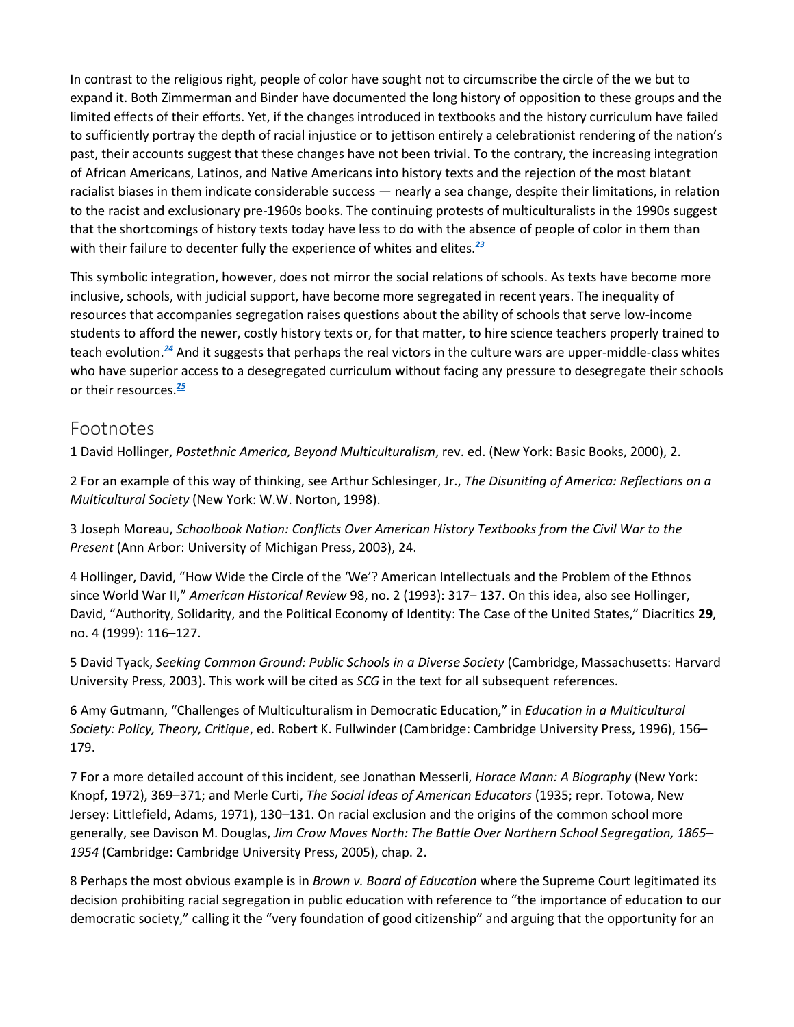In contrast to the religious right, people of color have sought not to circumscribe the circle of the we but to expand it. Both Zimmerman and Binder have documented the long history of opposition to these groups and the limited effects of their efforts. Yet, if the changes introduced in textbooks and the history curriculum have failed to sufficiently portray the depth of racial injustice or to jettison entirely a celebrationist rendering of the nation's past, their accounts suggest that these changes have not been trivial. To the contrary, the increasing integration of African Americans, Latinos, and Native Americans into history texts and the rejection of the most blatant racialist biases in them indicate considerable success — nearly a sea change, despite their limitations, in relation to the racist and exclusionary pre-1960s books. The continuing protests of multiculturalists in the 1990s suggest that the shortcomings of history texts today have less to do with the absence of people of color in them than with their failure to decenter fully the experience of whites and elites.[23]

This symbolic integration, however, does not mirror the social relations of schools. As texts have become more inclusive, schools, with judicial support, have become more segregated in recent years. The inequality of resources that accompanies segregation raises questions about the ability of schools that serve low-income students to afford the newer, costly history texts or, for that matter, to hire science teachers properly trained to teach evolution.[24] And it suggests that perhaps the real victors in the culture wars are upper-middle-class whites who have superior access to a desegregated curriculum without facing any pressure to desegregate their schools or their resources.[25]

## Footnotes

1 David Hollinger, *Postethnic America, Beyond Multiculturalism*, rev. ed. (New York: Basic Books, 2000), 2.

2 For an example of this way of thinking, see Arthur Schlesinger, Jr., *The Disuniting of America: Reflections on a Multicultural Society* (New York: W.W. Norton, 1998).

3 Joseph Moreau, *Schoolbook Nation: Conflicts Over American History Textbooks from the Civil War to the Present* (Ann Arbor: University of Michigan Press, 2003), 24.

4 Hollinger, David, "How Wide the Circle of the 'We'? American Intellectuals and the Problem of the Ethnos since World War II," *American Historical Review* 98, no. 2 (1993): 317– 137. On this idea, also see Hollinger, David, "Authority, Solidarity, and the Political Economy of Identity: The Case of the United States," Diacritics **29**, no. 4 (1999): 116–127.

5 David Tyack, *Seeking Common Ground: Public Schools in a Diverse Society* (Cambridge, Massachusetts: Harvard University Press, 2003). This work will be cited as *SCG* in the text for all subsequent references.

6 Amy Gutmann, "Challenges of Multiculturalism in Democratic Education," in *Education in a Multicultural Society: Policy, Theory, Critique*, ed. Robert K. Fullwinder (Cambridge: Cambridge University Press, 1996), 156–179.

7 For a more detailed account of this incident, see Jonathan Messerli, *Horace Mann: A Biography* (New York: Knopf, 1972), 369–371; and Merle Curti, *The Social Ideas of American Educators* (1935; repr. Totowa, New Jersey: Littlefield, Adams, 1971), 130–131. On racial exclusion and the origins of the common school more generally, see Davison M. Douglas, *Jim Crow Moves North: The Battle Over Northern School Segregation, 1865–1954* (Cambridge: Cambridge University Press, 2005), chap. 2.

8 Perhaps the most obvious example is in *Brown v. Board of Education* where the Supreme Court legitimated its decision prohibiting racial segregation in public education with reference to "the importance of education to our democratic society," calling it the "very foundation of good citizenship" and arguing that the opportunity for an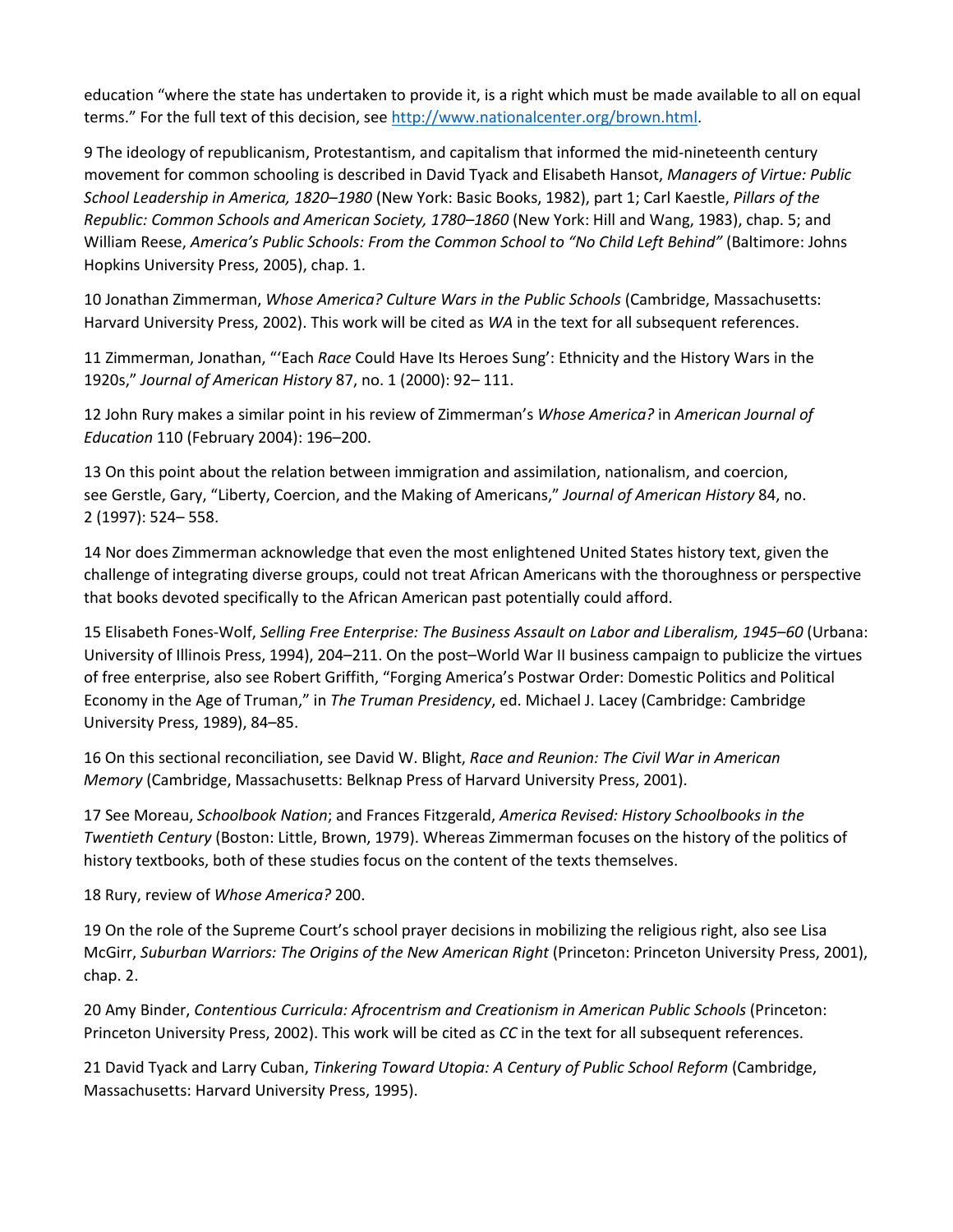education "where the state has undertaken to provide it, is a right which must be made available to all on equal terms." For the full text of this decision, see http://www.nationalcenter.org/brown.html.

9 The ideology of republicanism, Protestantism, and capitalism that informed the mid-nineteenth century movement for common schooling is described in David Tyack and Elisabeth Hansot, *Managers of Virtue: Public School Leadership in America, 1820–1980* (New York: Basic Books, 1982), part 1; Carl Kaestle, *Pillars of the Republic: Common Schools and American Society, 1780–1860* (New York: Hill and Wang, 1983), chap. 5; and William Reese, *America's Public Schools: From the Common School to "No Child Left Behind"* (Baltimore: Johns Hopkins University Press, 2005), chap. 1.

10 Jonathan Zimmerman, *Whose America? Culture Wars in the Public Schools* (Cambridge, Massachusetts: Harvard University Press, 2002). This work will be cited as *WA* in the text for all subsequent references.

11 Zimmerman, Jonathan, "'Each *Race* Could Have Its Heroes Sung': Ethnicity and the History Wars in the 1920s," *Journal of American History* 87, no. 1 (2000): 92– 111.

12 John Rury makes a similar point in his review of Zimmerman's *Whose America?* in *American Journal of Education* 110 (February 2004): 196–200.

13 On this point about the relation between immigration and assimilation, nationalism, and coercion, see Gerstle, Gary, "Liberty, Coercion, and the Making of Americans," *Journal of American History* 84, no. 2 (1997): 524– 558.

14 Nor does Zimmerman acknowledge that even the most enlightened United States history text, given the challenge of integrating diverse groups, could not treat African Americans with the thoroughness or perspective that books devoted specifically to the African American past potentially could afford.

15 Elisabeth Fones-Wolf, *Selling Free Enterprise: The Business Assault on Labor and Liberalism, 1945–60* (Urbana: University of Illinois Press, 1994), 204–211. On the post–World War II business campaign to publicize the virtues of free enterprise, also see Robert Griffith, "Forging America's Postwar Order: Domestic Politics and Political Economy in the Age of Truman," in *The Truman Presidency*, ed. Michael J. Lacey (Cambridge: Cambridge University Press, 1989), 84–85.

16 On this sectional reconciliation, see David W. Blight, *Race and Reunion: The Civil War in American Memory* (Cambridge, Massachusetts: Belknap Press of Harvard University Press, 2001).

17 See Moreau, *Schoolbook Nation*; and Frances Fitzgerald, *America Revised: History Schoolbooks in the Twentieth Century* (Boston: Little, Brown, 1979). Whereas Zimmerman focuses on the history of the politics of history textbooks, both of these studies focus on the content of the texts themselves.

18 Rury, review of *Whose America?* 200.

19 On the role of the Supreme Court's school prayer decisions in mobilizing the religious right, also see Lisa McGirr, *Suburban Warriors: The Origins of the New American Right* (Princeton: Princeton University Press, 2001), chap. 2.

20 Amy Binder, *Contentious Curricula: Afrocentrism and Creationism in American Public Schools* (Princeton: Princeton University Press, 2002). This work will be cited as *CC* in the text for all subsequent references.

21 David Tyack and Larry Cuban, *Tinkering Toward Utopia: A Century of Public School Reform* (Cambridge, Massachusetts: Harvard University Press, 1995).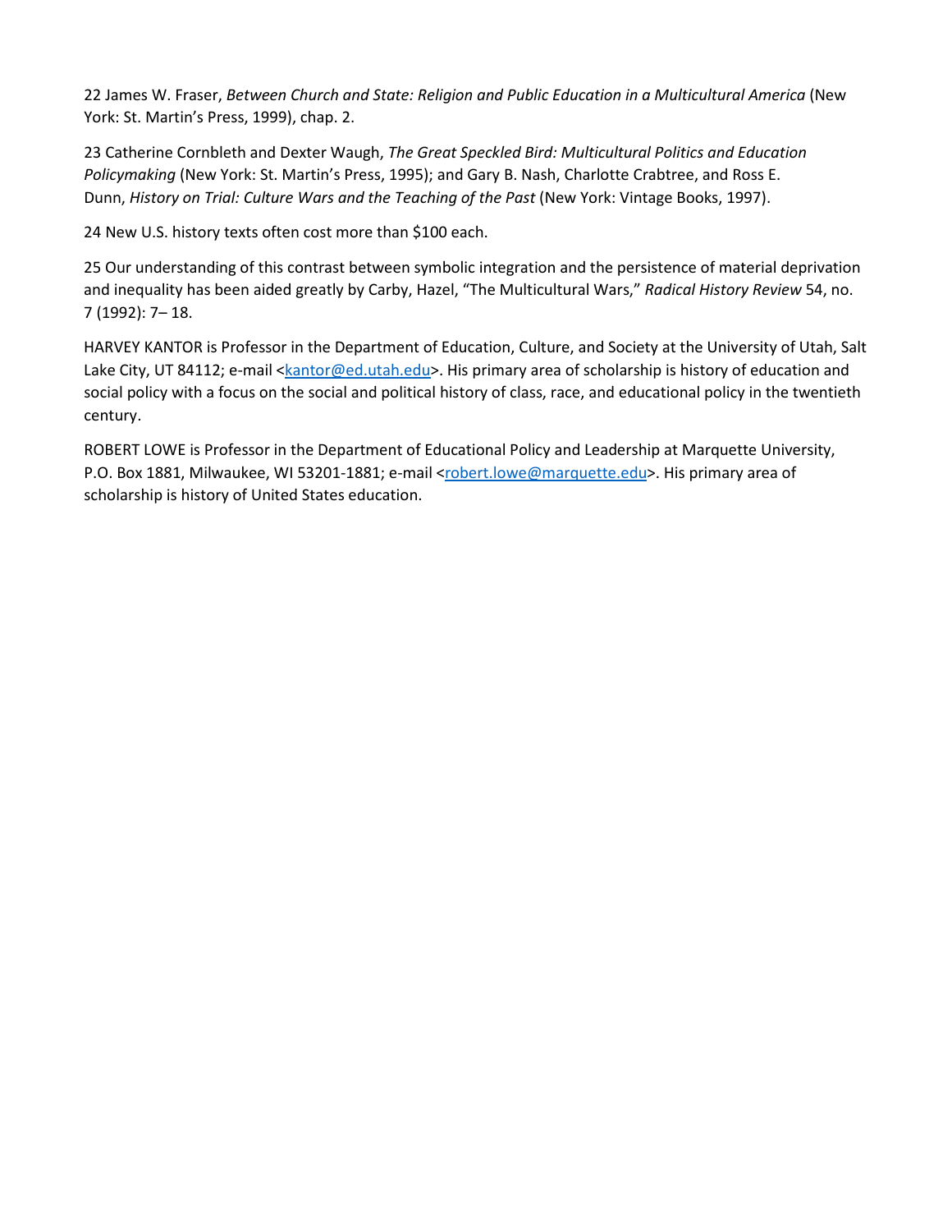22 James W. Fraser, *Between Church and State: Religion and Public Education in a Multicultural America* (New York: St. Martin's Press, 1999), chap. 2.

23 Catherine Cornbleth and Dexter Waugh, *The Great Speckled Bird: Multicultural Politics and Education Policymaking* (New York: St. Martin's Press, 1995); and Gary B. Nash, Charlotte Crabtree, and Ross E. Dunn, *History on Trial: Culture Wars and the Teaching of the Past* (New York: Vintage Books, 1997).

24 New U.S. history texts often cost more than $100 each.

25 Our understanding of this contrast between symbolic integration and the persistence of material deprivation and inequality has been aided greatly by Carby, Hazel, "The Multicultural Wars," *Radical History Review* 54, no. 7 (1992): 7– 18.

HARVEY KANTOR is Professor in the Department of Education, Culture, and Society at the University of Utah, Salt Lake City, UT 84112; e-mail <kantor@ed.utah.edu>. His primary area of scholarship is history of education and social policy with a focus on the social and political history of class, race, and educational policy in the twentieth century.

ROBERT LOWE is Professor in the Department of Educational Policy and Leadership at Marquette University, P.O. Box 1881, Milwaukee, WI 53201-1881; e-mail <robert.lowe@marquette.edu>. His primary area of scholarship is history of United States education.